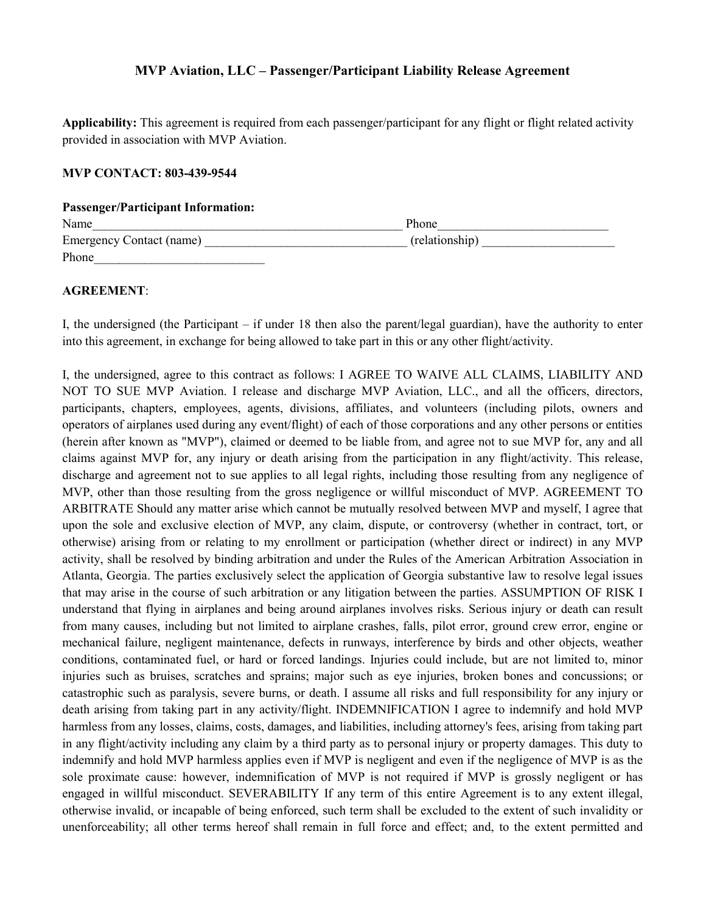# MVP Aviation, LLC – Passenger/Participant Liability Release Agreement

**Applicability:** This agreement is required from each passenger/participant for any flight or flight related activity provided in association with MVP Aviation.

**MVP CONTACT: 803-439-9544**

**Passenger/Participant Information:**

Name___________________________________________________ Phone___________________________

Emergency Contact (name) ________________________________ (relationship) _____________________

Phone___________________________

**AGREEMENT**:

I, the undersigned (the Participant – if under 18 then also the parent/legal guardian), have the authority to enter into this agreement, in exchange for being allowed to take part in this or any other flight/activity.

I, the undersigned, agree to this contract as follows: I AGREE TO WAIVE ALL CLAIMS, LIABILITY AND NOT TO SUE MVP Aviation. I release and discharge MVP Aviation, LLC., and all the officers, directors, participants, chapters, employees, agents, divisions, affiliates, and volunteers (including pilots, owners and operators of airplanes used during any event/flight) of each of those corporations and any other persons or entities (herein after known as "MVP"), claimed or deemed to be liable from, and agree not to sue MVP for, any and all claims against MVP for, any injury or death arising from the participation in any flight/activity. This release, discharge and agreement not to sue applies to all legal rights, including those resulting from any negligence of MVP, other than those resulting from the gross negligence or willful misconduct of MVP. AGREEMENT TO ARBITRATE Should any matter arise which cannot be mutually resolved between MVP and myself, I agree that upon the sole and exclusive election of MVP, any claim, dispute, or controversy (whether in contract, tort, or otherwise) arising from or relating to my enrollment or participation (whether direct or indirect) in any MVP activity, shall be resolved by binding arbitration and under the Rules of the American Arbitration Association in Atlanta, Georgia. The parties exclusively select the application of Georgia substantive law to resolve legal issues that may arise in the course of such arbitration or any litigation between the parties. ASSUMPTION OF RISK I understand that flying in airplanes and being around airplanes involves risks. Serious injury or death can result from many causes, including but not limited to airplane crashes, falls, pilot error, ground crew error, engine or mechanical failure, negligent maintenance, defects in runways, interference by birds and other objects, weather conditions, contaminated fuel, or hard or forced landings. Injuries could include, but are not limited to, minor injuries such as bruises, scratches and sprains; major such as eye injuries, broken bones and concussions; or catastrophic such as paralysis, severe burns, or death. I assume all risks and full responsibility for any injury or death arising from taking part in any activity/flight. INDEMNIFICATION I agree to indemnify and hold MVP harmless from any losses, claims, costs, damages, and liabilities, including attorney's fees, arising from taking part in any flight/activity including any claim by a third party as to personal injury or property damages. This duty to indemnify and hold MVP harmless applies even if MVP is negligent and even if the negligence of MVP is as the sole proximate cause: however, indemnification of MVP is not required if MVP is grossly negligent or has engaged in willful misconduct. SEVERABILITY If any term of this entire Agreement is to any extent illegal, otherwise invalid, or incapable of being enforced, such term shall be excluded to the extent of such invalidity or unenforceability; all other terms hereof shall remain in full force and effect; and, to the extent permitted and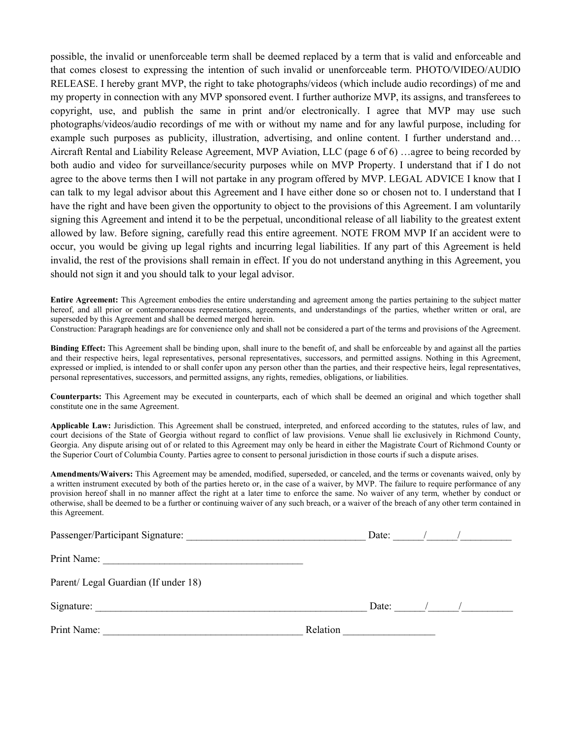possible, the invalid or unenforceable term shall be deemed replaced by a term that is valid and enforceable and that comes closest to expressing the intention of such invalid or unenforceable term. PHOTO/VIDEO/AUDIO RELEASE. I hereby grant MVP, the right to take photographs/videos (which include audio recordings) of me and my property in connection with any MVP sponsored event. I further authorize MVP, its assigns, and transferees to copyright, use, and publish the same in print and/or electronically. I agree that MVP may use such photographs/videos/audio recordings of me with or without my name and for any lawful purpose, including for example such purposes as publicity, illustration, advertising, and online content. I further understand and… Aircraft Rental and Liability Release Agreement, MVP Aviation, LLC (page 6 of 6) …agree to being recorded by both audio and video for surveillance/security purposes while on MVP Property. I understand that if I do not agree to the above terms then I will not partake in any program offered by MVP. LEGAL ADVICE I know that I can talk to my legal advisor about this Agreement and I have either done so or chosen not to. I understand that I have the right and have been given the opportunity to object to the provisions of this Agreement. I am voluntarily signing this Agreement and intend it to be the perpetual, unconditional release of all liability to the greatest extent allowed by law. Before signing, carefully read this entire agreement. NOTE FROM MVP If an accident were to occur, you would be giving up legal rights and incurring legal liabilities. If any part of this Agreement is held invalid, the rest of the provisions shall remain in effect. If you do not understand anything in this Agreement, you should not sign it and you should talk to your legal advisor.

**Entire Agreement:** This Agreement embodies the entire understanding and agreement among the parties pertaining to the subject matter hereof, and all prior or contemporaneous representations, agreements, and understandings of the parties, whether written or oral, are superseded by this Agreement and shall be deemed merged herein.
Construction: Paragraph headings are for convenience only and shall not be considered a part of the terms and provisions of the Agreement.

**Binding Effect:** This Agreement shall be binding upon, shall inure to the benefit of, and shall be enforceable by and against all the parties and their respective heirs, legal representatives, personal representatives, successors, and permitted assigns. Nothing in this Agreement, expressed or implied, is intended to or shall confer upon any person other than the parties, and their respective heirs, legal representatives, personal representatives, successors, and permitted assigns, any rights, remedies, obligations, or liabilities.

**Counterparts:** This Agreement may be executed in counterparts, each of which shall be deemed an original and which together shall constitute one in the same Agreement.

**Applicable Law:** Jurisdiction. This Agreement shall be construed, interpreted, and enforced according to the statutes, rules of law, and court decisions of the State of Georgia without regard to conflict of law provisions. Venue shall lie exclusively in Richmond County, Georgia. Any dispute arising out of or related to this Agreement may only be heard in either the Magistrate Court of Richmond County or the Superior Court of Columbia County. Parties agree to consent to personal jurisdiction in those courts if such a dispute arises.

**Amendments/Waivers:** This Agreement may be amended, modified, superseded, or canceled, and the terms or covenants waived, only by a written instrument executed by both of the parties hereto or, in the case of a waiver, by MVP. The failure to require performance of any provision hereof shall in no manner affect the right at a later time to enforce the same. No waiver of any term, whether by conduct or otherwise, shall be deemed to be a further or continuing waiver of any such breach, or a waiver of the breach of any other term contained in this Agreement.

Passenger/Participant Signature: ___________________________________ Date: ______/______/__________

Print Name: _______________________________________

Parent/ Legal Guardian (If under 18)

Signature: ______________________________________________________ Date: ______/______/__________

Print Name: _______________________________________ Relation _________________